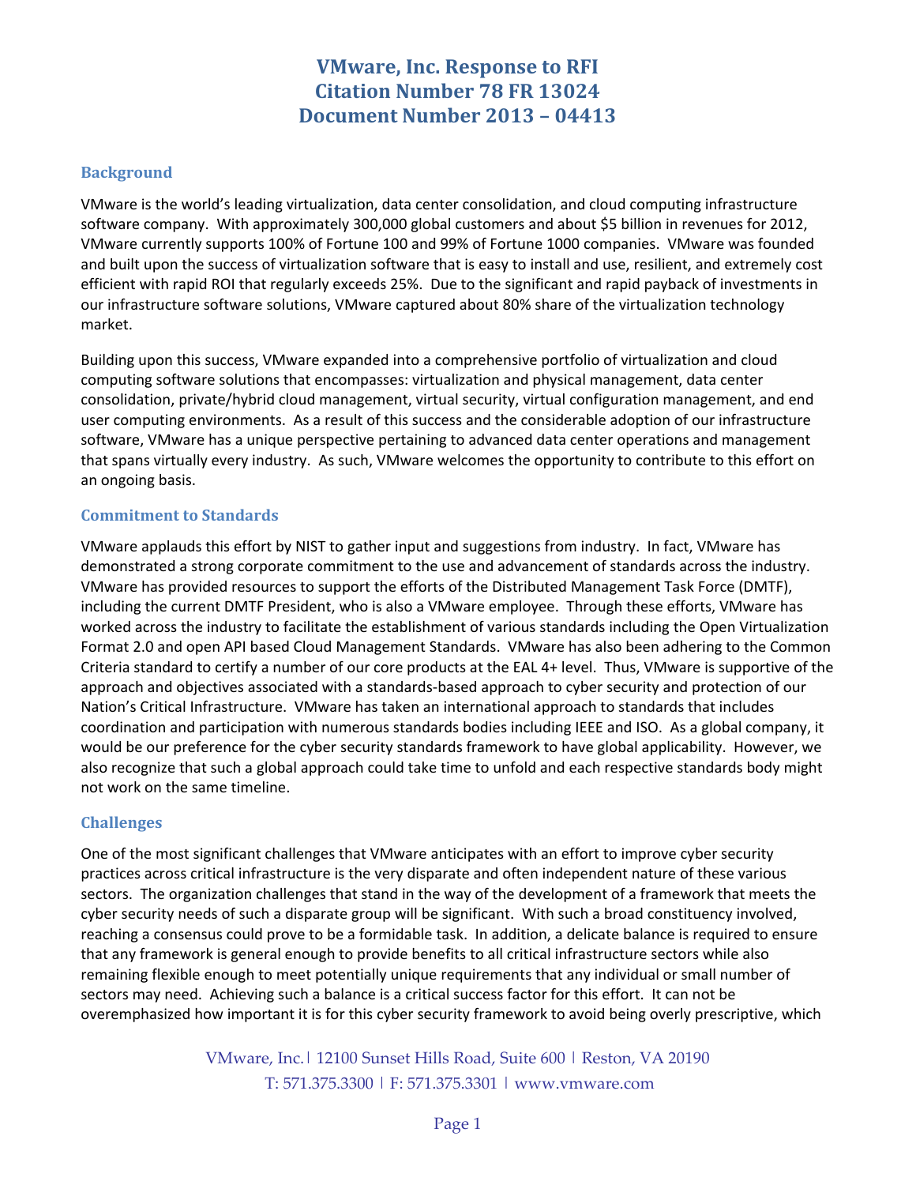# VMware, Inc. Response to RFI
# Citation Number 78 FR 13024
# Document Number 2013 – 04413

## Background

VMware is the world's leading virtualization, data center consolidation, and cloud computing infrastructure software company. With approximately 300,000 global customers and about $5 billion in revenues for 2012, VMware currently supports 100% of Fortune 100 and 99% of Fortune 1000 companies. VMware was founded and built upon the success of virtualization software that is easy to install and use, resilient, and extremely cost efficient with rapid ROI that regularly exceeds 25%. Due to the significant and rapid payback of investments in our infrastructure software solutions, VMware captured about 80% share of the virtualization technology market.

Building upon this success, VMware expanded into a comprehensive portfolio of virtualization and cloud computing software solutions that encompasses: virtualization and physical management, data center consolidation, private/hybrid cloud management, virtual security, virtual configuration management, and end user computing environments. As a result of this success and the considerable adoption of our infrastructure software, VMware has a unique perspective pertaining to advanced data center operations and management that spans virtually every industry. As such, VMware welcomes the opportunity to contribute to this effort on an ongoing basis.

## Commitment to Standards

VMware applauds this effort by NIST to gather input and suggestions from industry. In fact, VMware has demonstrated a strong corporate commitment to the use and advancement of standards across the industry. VMware has provided resources to support the efforts of the Distributed Management Task Force (DMTF), including the current DMTF President, who is also a VMware employee. Through these efforts, VMware has worked across the industry to facilitate the establishment of various standards including the Open Virtualization Format 2.0 and open API based Cloud Management Standards. VMware has also been adhering to the Common Criteria standard to certify a number of our core products at the EAL 4+ level. Thus, VMware is supportive of the approach and objectives associated with a standards-based approach to cyber security and protection of our Nation's Critical Infrastructure. VMware has taken an international approach to standards that includes coordination and participation with numerous standards bodies including IEEE and ISO. As a global company, it would be our preference for the cyber security standards framework to have global applicability. However, we also recognize that such a global approach could take time to unfold and each respective standards body might not work on the same timeline.

## Challenges

One of the most significant challenges that VMware anticipates with an effort to improve cyber security practices across critical infrastructure is the very disparate and often independent nature of these various sectors. The organization challenges that stand in the way of the development of a framework that meets the cyber security needs of such a disparate group will be significant. With such a broad constituency involved, reaching a consensus could prove to be a formidable task. In addition, a delicate balance is required to ensure that any framework is general enough to provide benefits to all critical infrastructure sectors while also remaining flexible enough to meet potentially unique requirements that any individual or small number of sectors may need. Achieving such a balance is a critical success factor for this effort. It can not be overemphasized how important it is for this cyber security framework to avoid being overly prescriptive, which

VMware, Inc.| 12100 Sunset Hills Road, Suite 600 | Reston, VA 20190
T: 571.375.3300 | F: 571.375.3301 | www.vmware.com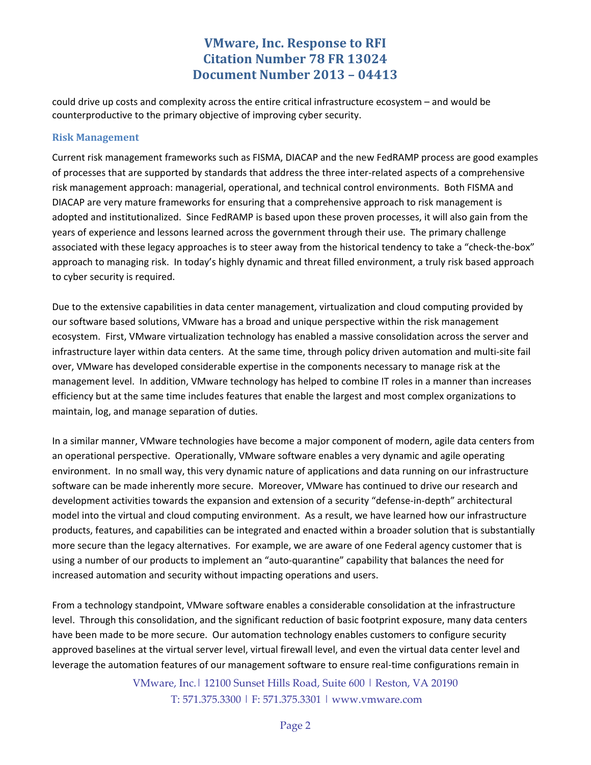could drive up costs and complexity across the entire critical infrastructure ecosystem – and would be counterproductive to the primary objective of improving cyber security.

### Risk Management

Current risk management frameworks such as FISMA, DIACAP and the new FedRAMP process are good examples of processes that are supported by standards that address the three inter-related aspects of a comprehensive risk management approach: managerial, operational, and technical control environments. Both FISMA and DIACAP are very mature frameworks for ensuring that a comprehensive approach to risk management is adopted and institutionalized. Since FedRAMP is based upon these proven processes, it will also gain from the years of experience and lessons learned across the government through their use. The primary challenge associated with these legacy approaches is to steer away from the historical tendency to take a "check-the-box" approach to managing risk. In today's highly dynamic and threat filled environment, a truly risk based approach to cyber security is required.

Due to the extensive capabilities in data center management, virtualization and cloud computing provided by our software based solutions, VMware has a broad and unique perspective within the risk management ecosystem. First, VMware virtualization technology has enabled a massive consolidation across the server and infrastructure layer within data centers. At the same time, through policy driven automation and multi-site fail over, VMware has developed considerable expertise in the components necessary to manage risk at the management level. In addition, VMware technology has helped to combine IT roles in a manner than increases efficiency but at the same time includes features that enable the largest and most complex organizations to maintain, log, and manage separation of duties.

In a similar manner, VMware technologies have become a major component of modern, agile data centers from an operational perspective. Operationally, VMware software enables a very dynamic and agile operating environment. In no small way, this very dynamic nature of applications and data running on our infrastructure software can be made inherently more secure. Moreover, VMware has continued to drive our research and development activities towards the expansion and extension of a security "defense-in-depth" architectural model into the virtual and cloud computing environment. As a result, we have learned how our infrastructure products, features, and capabilities can be integrated and enacted within a broader solution that is substantially more secure than the legacy alternatives. For example, we are aware of one Federal agency customer that is using a number of our products to implement an "auto-quarantine" capability that balances the need for increased automation and security without impacting operations and users.

From a technology standpoint, VMware software enables a considerable consolidation at the infrastructure level. Through this consolidation, and the significant reduction of basic footprint exposure, many data centers have been made to be more secure. Our automation technology enables customers to configure security approved baselines at the virtual server level, virtual firewall level, and even the virtual data center level and leverage the automation features of our management software to ensure real-time configurations remain in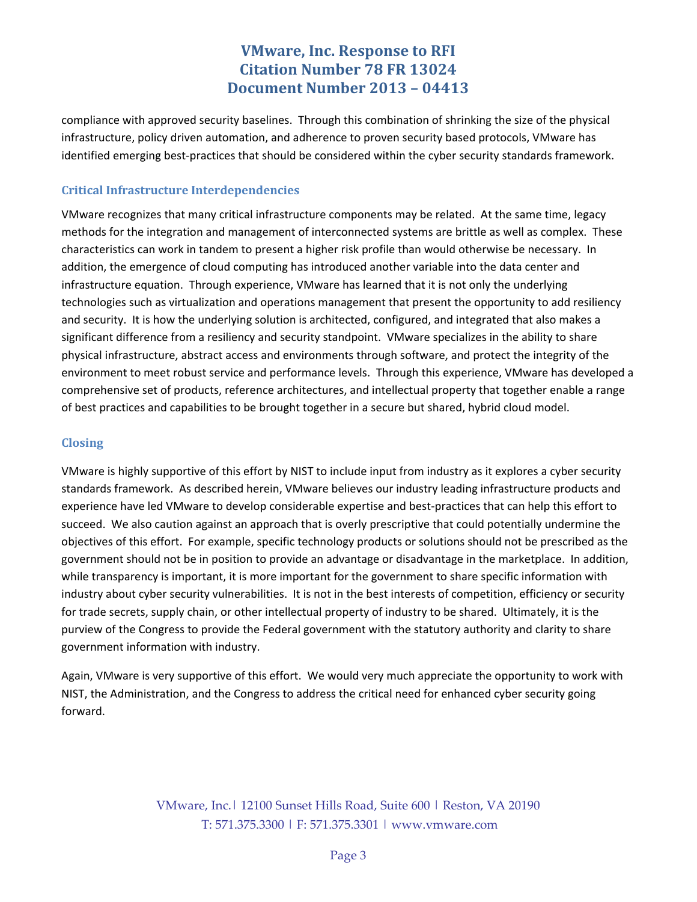compliance with approved security baselines. Through this combination of shrinking the size of the physical infrastructure, policy driven automation, and adherence to proven security based protocols, VMware has identified emerging best-practices that should be considered within the cyber security standards framework.

### Critical Infrastructure Interdependencies

VMware recognizes that many critical infrastructure components may be related. At the same time, legacy methods for the integration and management of interconnected systems are brittle as well as complex. These characteristics can work in tandem to present a higher risk profile than would otherwise be necessary. In addition, the emergence of cloud computing has introduced another variable into the data center and infrastructure equation. Through experience, VMware has learned that it is not only the underlying technologies such as virtualization and operations management that present the opportunity to add resiliency and security. It is how the underlying solution is architected, configured, and integrated that also makes a significant difference from a resiliency and security standpoint. VMware specializes in the ability to share physical infrastructure, abstract access and environments through software, and protect the integrity of the environment to meet robust service and performance levels. Through this experience, VMware has developed a comprehensive set of products, reference architectures, and intellectual property that together enable a range of best practices and capabilities to be brought together in a secure but shared, hybrid cloud model.

### Closing

VMware is highly supportive of this effort by NIST to include input from industry as it explores a cyber security standards framework. As described herein, VMware believes our industry leading infrastructure products and experience have led VMware to develop considerable expertise and best-practices that can help this effort to succeed. We also caution against an approach that is overly prescriptive that could potentially undermine the objectives of this effort. For example, specific technology products or solutions should not be prescribed as the government should not be in position to provide an advantage or disadvantage in the marketplace. In addition, while transparency is important, it is more important for the government to share specific information with industry about cyber security vulnerabilities. It is not in the best interests of competition, efficiency or security for trade secrets, supply chain, or other intellectual property of industry to be shared. Ultimately, it is the purview of the Congress to provide the Federal government with the statutory authority and clarity to share government information with industry.

Again, VMware is very supportive of this effort. We would very much appreciate the opportunity to work with NIST, the Administration, and the Congress to address the critical need for enhanced cyber security going forward.